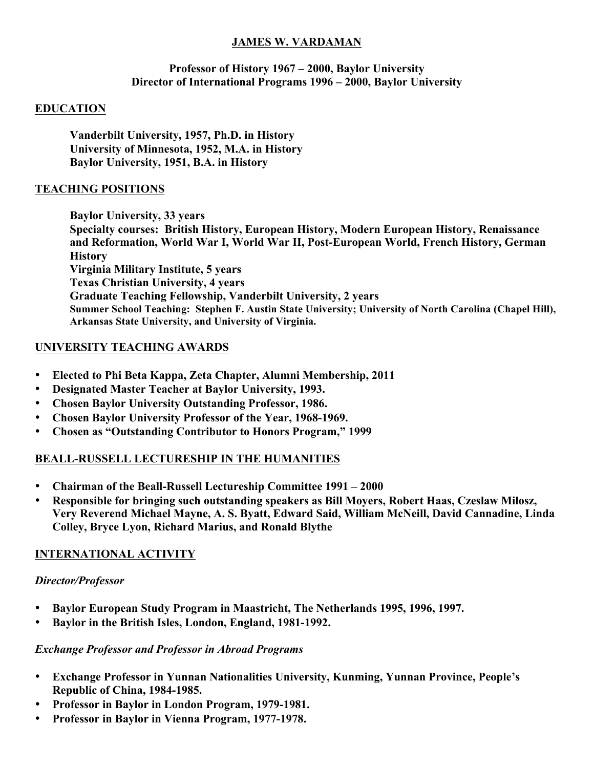# JAMES W. VARDAMAN

**Professor of History 1967 – 2000, Baylor University**
**Director of International Programs 1996 – 2000, Baylor University**

## EDUCATION

**Vanderbilt University, 1957, Ph.D. in History**
**University of Minnesota, 1952, M.A. in History**
**Baylor University, 1951, B.A. in History**

## TEACHING POSITIONS

**Baylor University, 33 years**
**Specialty courses: British History, European History, Modern European History, Renaissance and Reformation, World War I, World War II, Post-European World, French History, German History**
**Virginia Military Institute, 5 years**
**Texas Christian University, 4 years**
**Graduate Teaching Fellowship, Vanderbilt University, 2 years**
**Summer School Teaching: Stephen F. Austin State University; University of North Carolina (Chapel Hill), Arkansas State University, and University of Virginia.**

## UNIVERSITY TEACHING AWARDS

- **Elected to Phi Beta Kappa, Zeta Chapter, Alumni Membership, 2011**
- **Designated Master Teacher at Baylor University, 1993.**
- **Chosen Baylor University Outstanding Professor, 1986.**
- **Chosen Baylor University Professor of the Year, 1968-1969.**
- **Chosen as "Outstanding Contributor to Honors Program," 1999**

## BEALL-RUSSELL LECTURESHIP IN THE HUMANITIES

- **Chairman of the Beall-Russell Lectureship Committee 1991 – 2000**
- **Responsible for bringing such outstanding speakers as Bill Moyers, Robert Haas, Czeslaw Milosz, Very Reverend Michael Mayne, A. S. Byatt, Edward Said, William McNeill, David Cannadine, Linda Colley, Bryce Lyon, Richard Marius, and Ronald Blythe**

## INTERNATIONAL ACTIVITY

### *Director/Professor*

- **Baylor European Study Program in Maastricht, The Netherlands 1995, 1996, 1997.**
- **Baylor in the British Isles, London, England, 1981-1992.**

### *Exchange Professor and Professor in Abroad Programs*

- **Exchange Professor in Yunnan Nationalities University, Kunming, Yunnan Province, People's Republic of China, 1984-1985.**
- **Professor in Baylor in London Program, 1979-1981.**
- **Professor in Baylor in Vienna Program, 1977-1978.**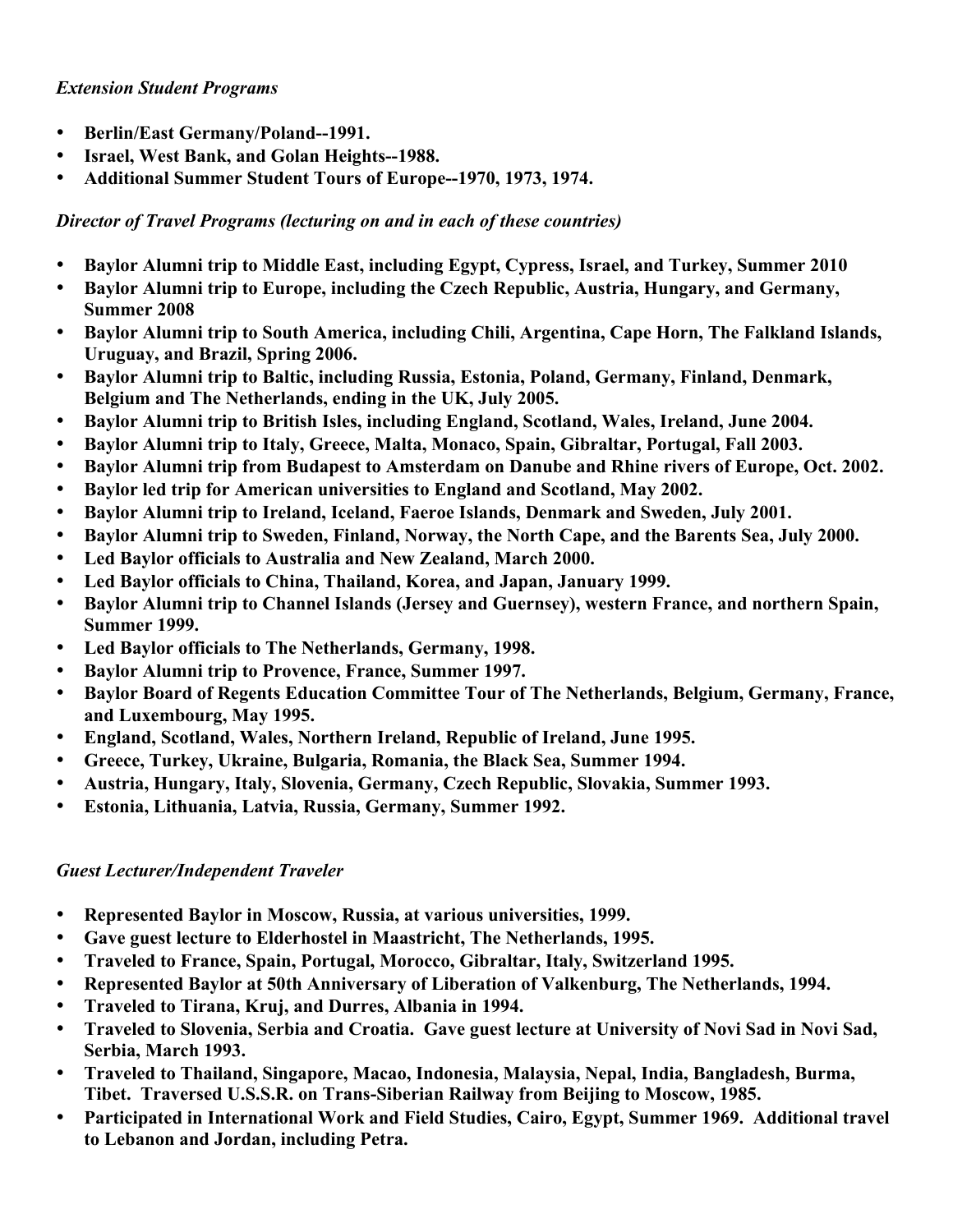*Extension Student Programs*

- **Berlin/East Germany/Poland--1991.**
- **Israel, West Bank, and Golan Heights--1988.**
- **Additional Summer Student Tours of Europe--1970, 1973, 1974.**

*Director of Travel Programs (lecturing on and in each of these countries)*

- **Baylor Alumni trip to Middle East, including Egypt, Cypress, Israel, and Turkey, Summer 2010**
- **Baylor Alumni trip to Europe, including the Czech Republic, Austria, Hungary, and Germany, Summer 2008**
- **Baylor Alumni trip to South America, including Chili, Argentina, Cape Horn, The Falkland Islands, Uruguay, and Brazil, Spring 2006.**
- **Baylor Alumni trip to Baltic, including Russia, Estonia, Poland, Germany, Finland, Denmark, Belgium and The Netherlands, ending in the UK, July 2005.**
- **Baylor Alumni trip to British Isles, including England, Scotland, Wales, Ireland, June 2004.**
- **Baylor Alumni trip to Italy, Greece, Malta, Monaco, Spain, Gibraltar, Portugal, Fall 2003.**
- **Baylor Alumni trip from Budapest to Amsterdam on Danube and Rhine rivers of Europe, Oct. 2002.**
- **Baylor led trip for American universities to England and Scotland, May 2002.**
- **Baylor Alumni trip to Ireland, Iceland, Faeroe Islands, Denmark and Sweden, July 2001.**
- **Baylor Alumni trip to Sweden, Finland, Norway, the North Cape, and the Barents Sea, July 2000.**
- **Led Baylor officials to Australia and New Zealand, March 2000.**
- **Led Baylor officials to China, Thailand, Korea, and Japan, January 1999.**
- **Baylor Alumni trip to Channel Islands (Jersey and Guernsey), western France, and northern Spain, Summer 1999.**
- **Led Baylor officials to The Netherlands, Germany, 1998.**
- **Baylor Alumni trip to Provence, France, Summer 1997.**
- **Baylor Board of Regents Education Committee Tour of The Netherlands, Belgium, Germany, France, and Luxembourg, May 1995.**
- **England, Scotland, Wales, Northern Ireland, Republic of Ireland, June 1995.**
- **Greece, Turkey, Ukraine, Bulgaria, Romania, the Black Sea, Summer 1994.**
- **Austria, Hungary, Italy, Slovenia, Germany, Czech Republic, Slovakia, Summer 1993.**
- **Estonia, Lithuania, Latvia, Russia, Germany, Summer 1992.**

*Guest Lecturer/Independent Traveler*

- **Represented Baylor in Moscow, Russia, at various universities, 1999.**
- **Gave guest lecture to Elderhostel in Maastricht, The Netherlands, 1995.**
- **Traveled to France, Spain, Portugal, Morocco, Gibraltar, Italy, Switzerland 1995.**
- **Represented Baylor at 50th Anniversary of Liberation of Valkenburg, The Netherlands, 1994.**
- **Traveled to Tirana, Kruj, and Durres, Albania in 1994.**
- **Traveled to Slovenia, Serbia and Croatia. Gave guest lecture at University of Novi Sad in Novi Sad, Serbia, March 1993.**
- **Traveled to Thailand, Singapore, Macao, Indonesia, Malaysia, Nepal, India, Bangladesh, Burma, Tibet. Traversed U.S.S.R. on Trans-Siberian Railway from Beijing to Moscow, 1985.**
- **Participated in International Work and Field Studies, Cairo, Egypt, Summer 1969. Additional travel to Lebanon and Jordan, including Petra.**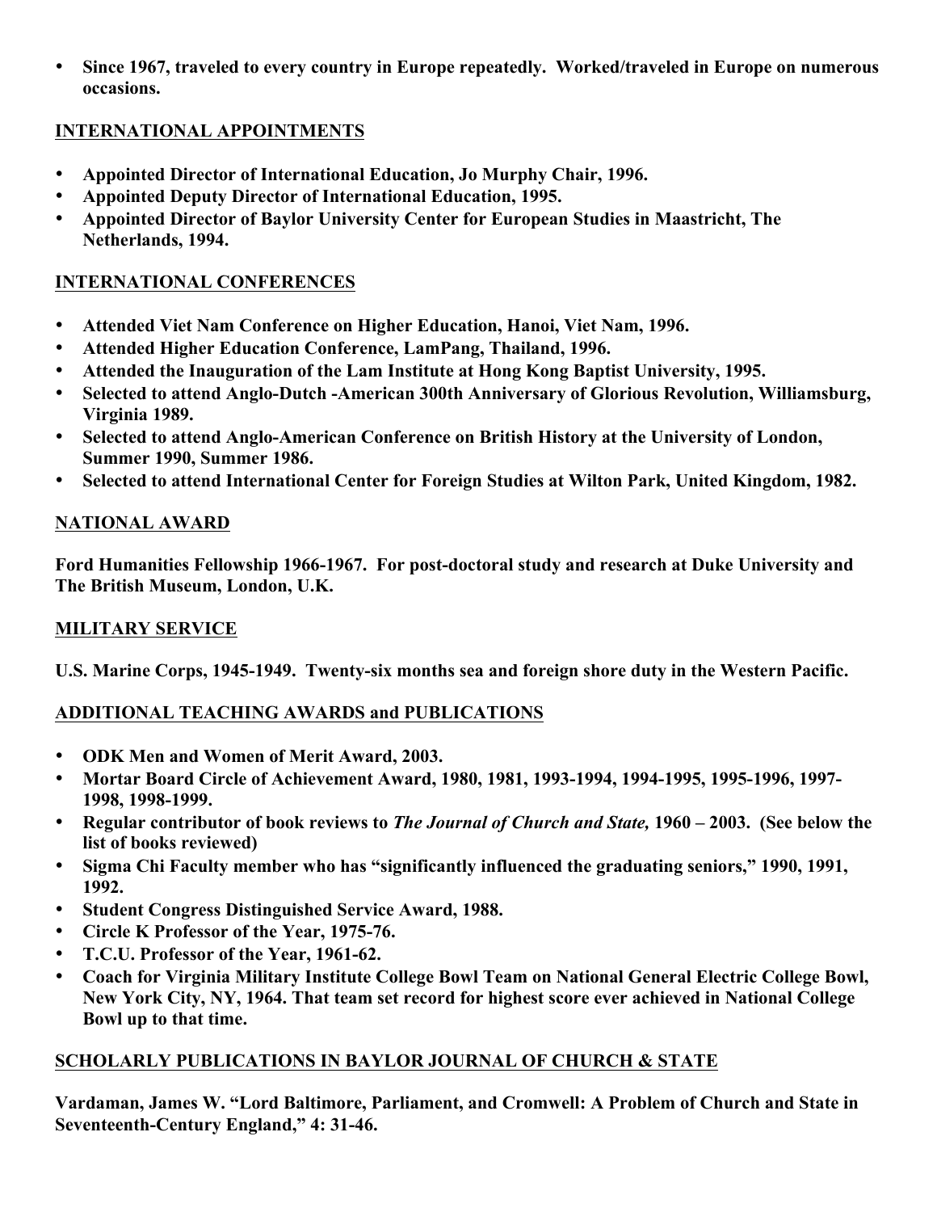- **Since 1967, traveled to every country in Europe repeatedly. Worked/traveled in Europe on numerous occasions.**

## INTERNATIONAL APPOINTMENTS

- **Appointed Director of International Education, Jo Murphy Chair, 1996.**
- **Appointed Deputy Director of International Education, 1995.**
- **Appointed Director of Baylor University Center for European Studies in Maastricht, The Netherlands, 1994.**

## INTERNATIONAL CONFERENCES

- **Attended Viet Nam Conference on Higher Education, Hanoi, Viet Nam, 1996.**
- **Attended Higher Education Conference, LamPang, Thailand, 1996.**
- **Attended the Inauguration of the Lam Institute at Hong Kong Baptist University, 1995.**
- **Selected to attend Anglo-Dutch -American 300th Anniversary of Glorious Revolution, Williamsburg, Virginia 1989.**
- **Selected to attend Anglo-American Conference on British History at the University of London, Summer 1990, Summer 1986.**
- **Selected to attend International Center for Foreign Studies at Wilton Park, United Kingdom, 1982.**

## NATIONAL AWARD

**Ford Humanities Fellowship 1966-1967. For post-doctoral study and research at Duke University and The British Museum, London, U.K.**

## MILITARY SERVICE

**U.S. Marine Corps, 1945-1949. Twenty-six months sea and foreign shore duty in the Western Pacific.**

## ADDITIONAL TEACHING AWARDS and PUBLICATIONS

- **ODK Men and Women of Merit Award, 2003.**
- **Mortar Board Circle of Achievement Award, 1980, 1981, 1993-1994, 1994-1995, 1995-1996, 1997-1998, 1998-1999.**
- **Regular contributor of book reviews to *The Journal of Church and State,* 1960 – 2003. (See below the list of books reviewed)**
- **Sigma Chi Faculty member who has "significantly influenced the graduating seniors," 1990, 1991, 1992.**
- **Student Congress Distinguished Service Award, 1988.**
- **Circle K Professor of the Year, 1975-76.**
- **T.C.U. Professor of the Year, 1961-62.**
- **Coach for Virginia Military Institute College Bowl Team on National General Electric College Bowl, New York City, NY, 1964. That team set record for highest score ever achieved in National College Bowl up to that time.**

## SCHOLARLY PUBLICATIONS IN BAYLOR JOURNAL OF CHURCH & STATE

**Vardaman, James W. "Lord Baltimore, Parliament, and Cromwell: A Problem of Church and State in Seventeenth-Century England," 4: 31-46.**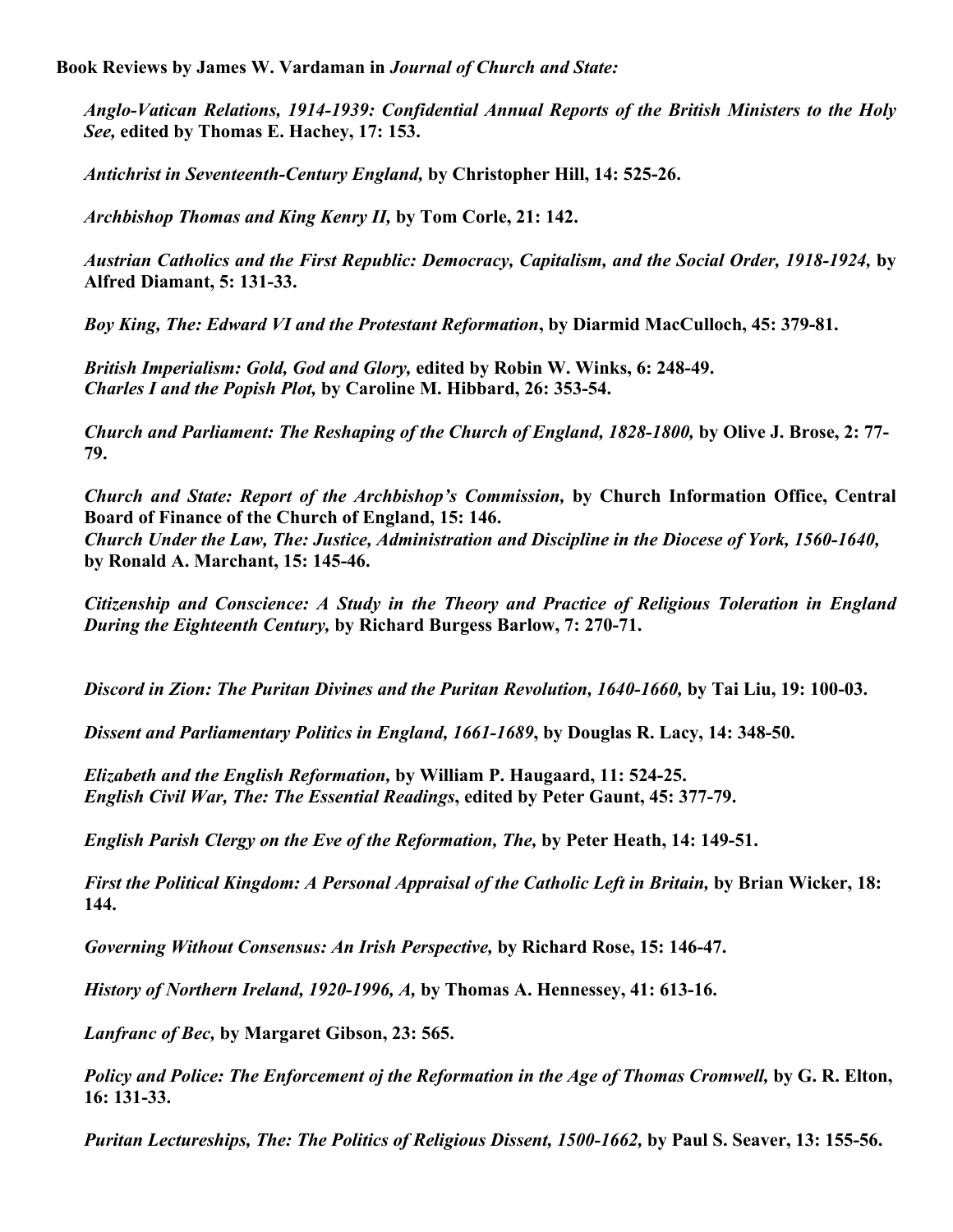**Book Reviews by James W. Vardaman in *Journal of Church and State:***

***Anglo-Vatican Relations, 1914-1939: Confidential Annual Reports of the British Ministers to the Holy See,* edited by Thomas E. Hachey, 17: 153.**

***Antichrist in Seventeenth-Century England,* by Christopher Hill, 14: 525-26.**

***Archbishop Thomas and King Kenry II,* by Tom Corle, 21: 142.**

***Austrian Catholics and the First Republic: Democracy, Capitalism, and the Social Order, 1918-1924,* by Alfred Diamant, 5: 131-33.**

***Boy King, The: Edward VI and the Protestant Reformation*, by Diarmid MacCulloch, 45: 379-81.**

***British Imperialism: Gold, God and Glory,* edited by Robin W. Winks, 6: 248-49.**
***Charles I and the Popish Plot,* by Caroline M. Hibbard, 26: 353-54.**

***Church and Parliament: The Reshaping of the Church of England, 1828-1800,* by Olive J. Brose, 2: 77-79.**

***Church and State: Report of the Archbishop's Commission,* by Church Information Office, Central Board of Finance of the Church of England, 15: 146.**
***Church Under the Law, The: Justice, Administration and Discipline in the Diocese of York, 1560-1640,* by Ronald A. Marchant, 15: 145-46.**

***Citizenship and Conscience: A Study in the Theory and Practice of Religious Toleration in England During the Eighteenth Century,* by Richard Burgess Barlow, 7: 270-71.**

***Discord in Zion: The Puritan Divines and the Puritan Revolution, 1640-1660,* by Tai Liu, 19: 100-03.**

***Dissent and Parliamentary Politics in England, 1661-1689*, by Douglas R. Lacy, 14: 348-50.**

***Elizabeth and the English Reformation,* by William P. Haugaard, 11: 524-25.**
***English Civil War, The: The Essential Readings*, edited by Peter Gaunt, 45: 377-79.**

***English Parish Clergy on the Eve of the Reformation, The,* by Peter Heath, 14: 149-51.**

***First the Political Kingdom: A Personal Appraisal of the Catholic Left in Britain,* by Brian Wicker, 18: 144.**

***Governing Without Consensus: An Irish Perspective,* by Richard Rose, 15: 146-47.**

***History of Northern Ireland, 1920-1996, A,* by Thomas A. Hennessey, 41: 613-16.**

***Lanfranc of Bec,* by Margaret Gibson, 23: 565.**

***Policy and Police: The Enforcement oj the Reformation in the Age of Thomas Cromwell,* by G. R. Elton, 16: 131-33.**

***Puritan Lectureships, The: The Politics of Religious Dissent, 1500-1662,* by Paul S. Seaver, 13: 155-56.**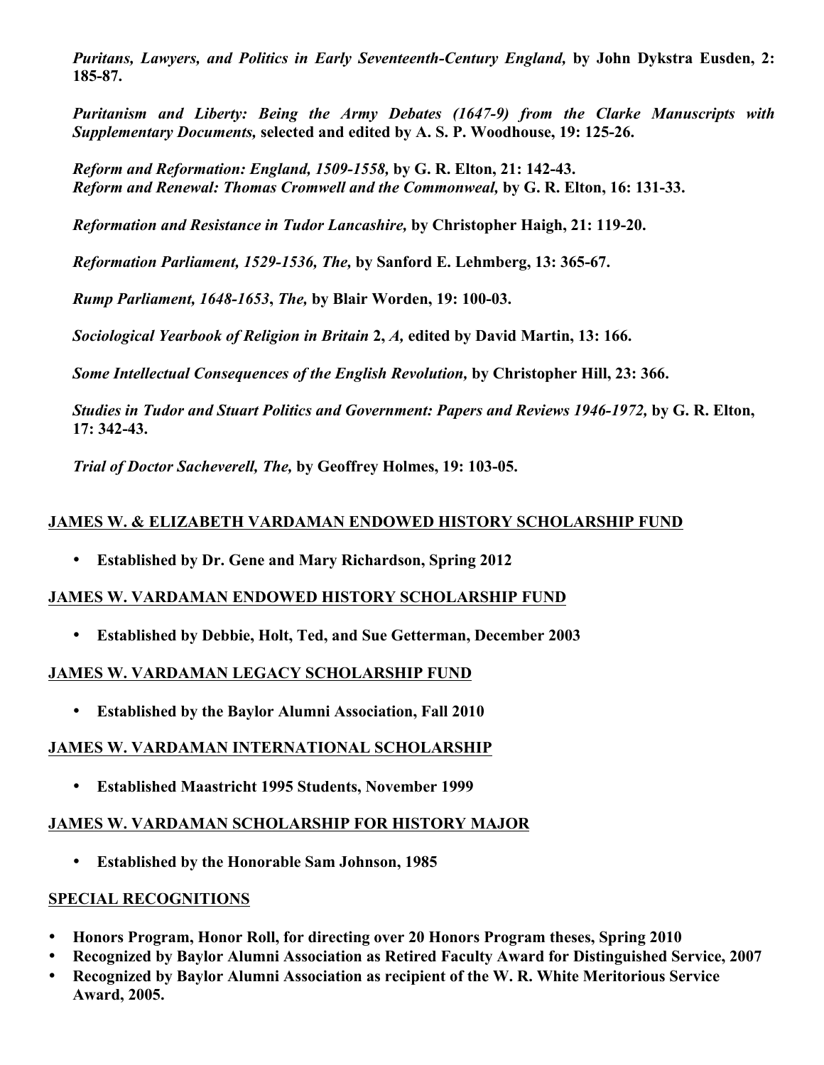***Puritans, Lawyers, and Politics in Early Seventeenth-Century England,* by John Dykstra Eusden, 2: 185-87.**

***Puritanism and Liberty: Being the Army Debates (1647-9) from the Clarke Manuscripts with Supplementary Documents,* selected and edited by A. S. P. Woodhouse, 19: 125-26.**

***Reform and Reformation: England, 1509-1558,* by G. R. Elton, 21: 142-43.**
***Reform and Renewal: Thomas Cromwell and the Commonweal,* by G. R. Elton, 16: 131-33.**

***Reformation and Resistance in Tudor Lancashire,* by Christopher Haigh, 21: 119-20.**

***Reformation Parliament, 1529-1536, The,* by Sanford E. Lehmberg, 13: 365-67.**

***Rump Parliament, 1648-1653, The,* by Blair Worden, 19: 100-03.**

***Sociological Yearbook of Religion in Britain* 2, *A,* edited by David Martin, 13: 166.**

***Some Intellectual Consequences of the English Revolution,* by Christopher Hill, 23: 366.**

***Studies in Tudor and Stuart Politics and Government: Papers and Reviews 1946-1972,* by G. R. Elton, 17: 342-43.**

***Trial of Doctor Sacheverell, The,* by Geoffrey Holmes, 19: 103-05.**

**<u>JAMES W. & ELIZABETH VARDAMAN ENDOWED HISTORY SCHOLARSHIP FUND</u>**

- **Established by Dr. Gene and Mary Richardson, Spring 2012**

**<u>JAMES W. VARDAMAN ENDOWED HISTORY SCHOLARSHIP FUND</u>**

- **Established by Debbie, Holt, Ted, and Sue Getterman, December 2003**

**<u>JAMES W. VARDAMAN LEGACY SCHOLARSHIP FUND</u>**

- **Established by the Baylor Alumni Association, Fall 2010**

**<u>JAMES W. VARDAMAN INTERNATIONAL SCHOLARSHIP</u>**

- **Established Maastricht 1995 Students, November 1999**

**<u>JAMES W. VARDAMAN SCHOLARSHIP FOR HISTORY MAJOR</u>**

- **Established by the Honorable Sam Johnson, 1985**

**<u>SPECIAL RECOGNITIONS</u>**

- **Honors Program, Honor Roll, for directing over 20 Honors Program theses, Spring 2010**
- **Recognized by Baylor Alumni Association as Retired Faculty Award for Distinguished Service, 2007**
- **Recognized by Baylor Alumni Association as recipient of the W. R. White Meritorious Service Award, 2005.**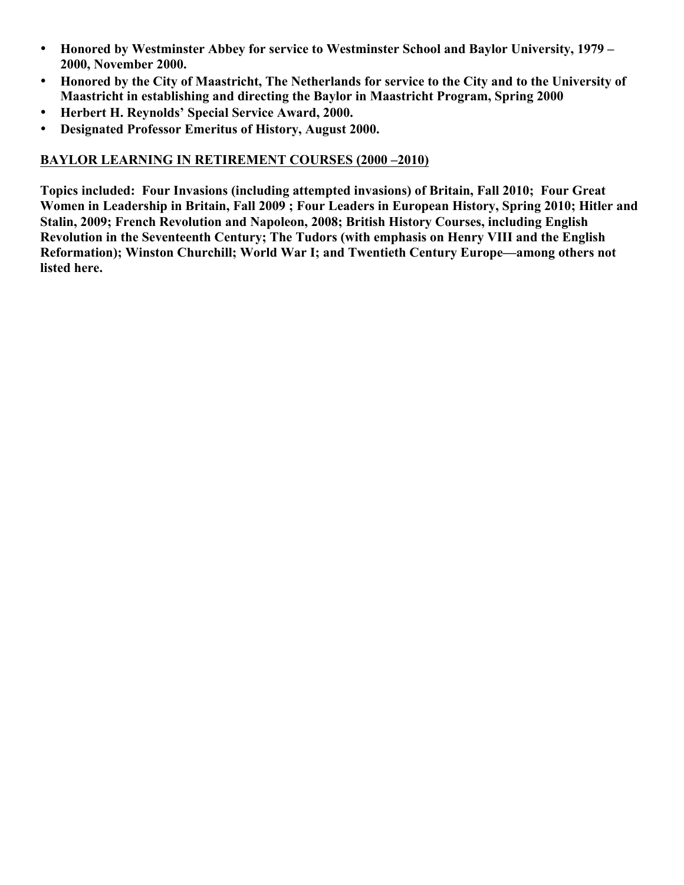- **Honored by Westminster Abbey for service to Westminster School and Baylor University, 1979 – 2000, November 2000.**
- **Honored by the City of Maastricht, The Netherlands for service to the City and to the University of Maastricht in establishing and directing the Baylor in Maastricht Program, Spring 2000**
- **Herbert H. Reynolds' Special Service Award, 2000.**
- **Designated Professor Emeritus of History, August 2000.**

## BAYLOR LEARNING IN RETIREMENT COURSES (2000 –2010)

**Topics included: Four Invasions (including attempted invasions) of Britain, Fall 2010; Four Great Women in Leadership in Britain, Fall 2009 ; Four Leaders in European History, Spring 2010; Hitler and Stalin, 2009; French Revolution and Napoleon, 2008; British History Courses, including English Revolution in the Seventeenth Century; The Tudors (with emphasis on Henry VIII and the English Reformation); Winston Churchill; World War I; and Twentieth Century Europe—among others not listed here.**